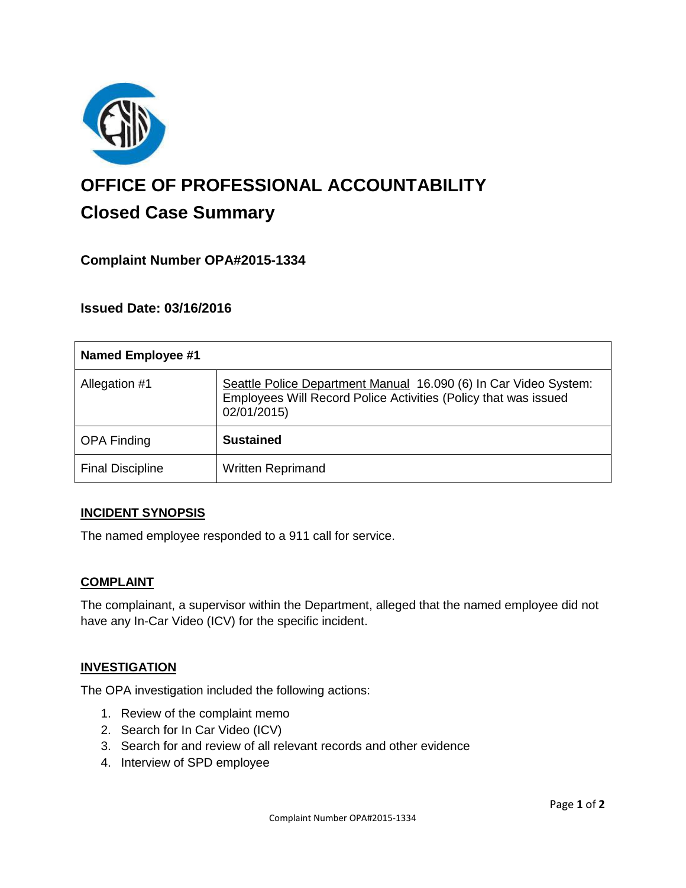# OFFICE OF PROFESSIONAL ACCOUNTABILITY

## Closed Case Summary

### Complaint Number OPA#2015-1334

### Issued Date: 03/16/2016

| Named Employee #1 | |
|---|---|
| Allegation #1 | Seattle Police Department Manual 16.090 (6) In Car Video System: Employees Will Record Police Activities (Policy that was issued 02/01/2015) |
| OPA Finding | **Sustained** |
| Final Discipline | Written Reprimand |

### INCIDENT SYNOPSIS

The named employee responded to a 911 call for service.

### COMPLAINT

The complainant, a supervisor within the Department, alleged that the named employee did not have any In-Car Video (ICV) for the specific incident.

### INVESTIGATION

The OPA investigation included the following actions:

1. Review of the complaint memo
2. Search for In Car Video (ICV)
3. Search for and review of all relevant records and other evidence
4. Interview of SPD employee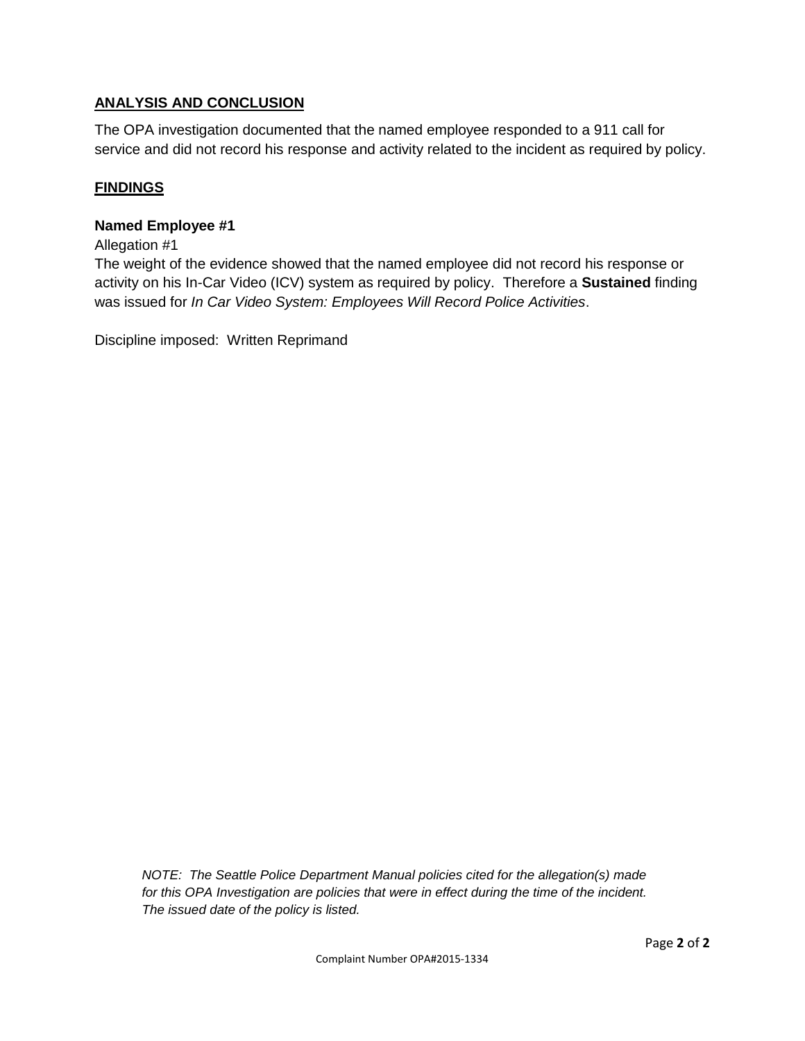## ANALYSIS AND CONCLUSION

The OPA investigation documented that the named employee responded to a 911 call for service and did not record his response and activity related to the incident as required by policy.

## FINDINGS

**Named Employee #1**

Allegation #1

The weight of the evidence showed that the named employee did not record his response or activity on his In-Car Video (ICV) system as required by policy. Therefore a **Sustained** finding was issued for *In Car Video System: Employees Will Record Police Activities*.

Discipline imposed: Written Reprimand

*NOTE: The Seattle Police Department Manual policies cited for the allegation(s) made for this OPA Investigation are policies that were in effect during the time of the incident. The issued date of the policy is listed.*

Complaint Number OPA#2015-1334